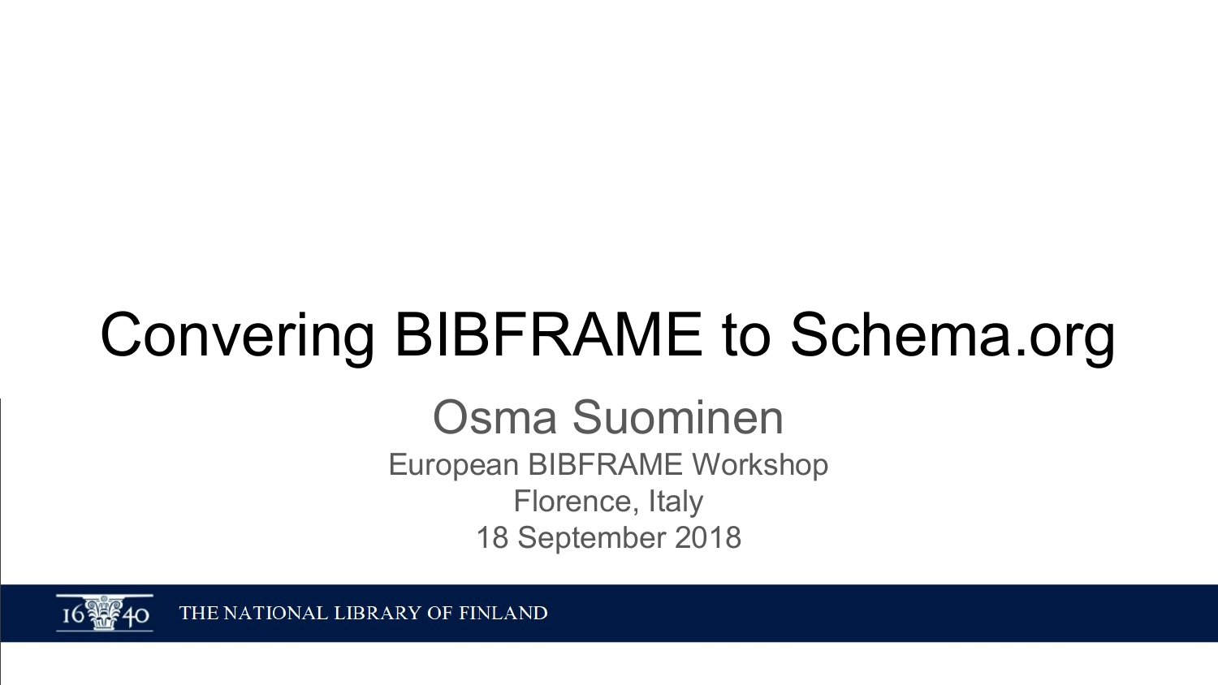# Convering BIBFRAME to Schema.org

Osma Suominen

European BIBFRAME Workshop

Florence, Italy

18 September 2018

THE NATIONAL LIBRARY OF FINLAND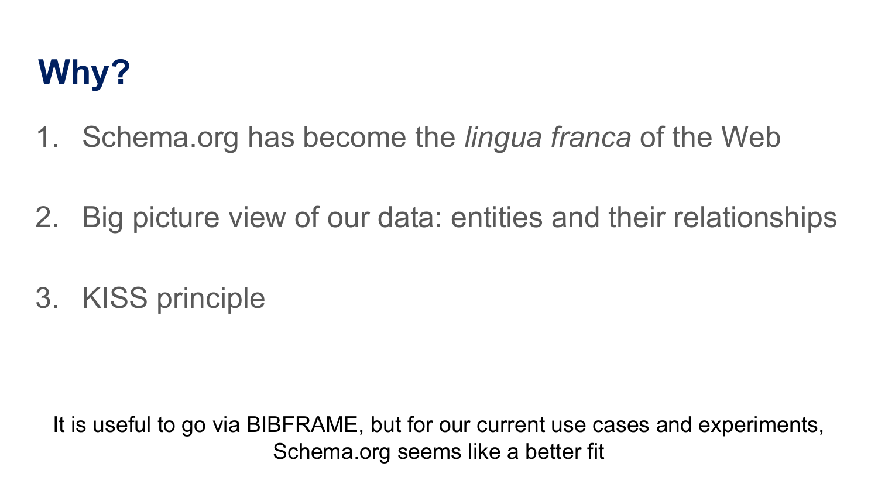# Why?

1. Schema.org has become the *lingua franca* of the Web

2. Big picture view of our data: entities and their relationships

3. KISS principle

It is useful to go via BIBFRAME, but for our current use cases and experiments, Schema.org seems like a better fit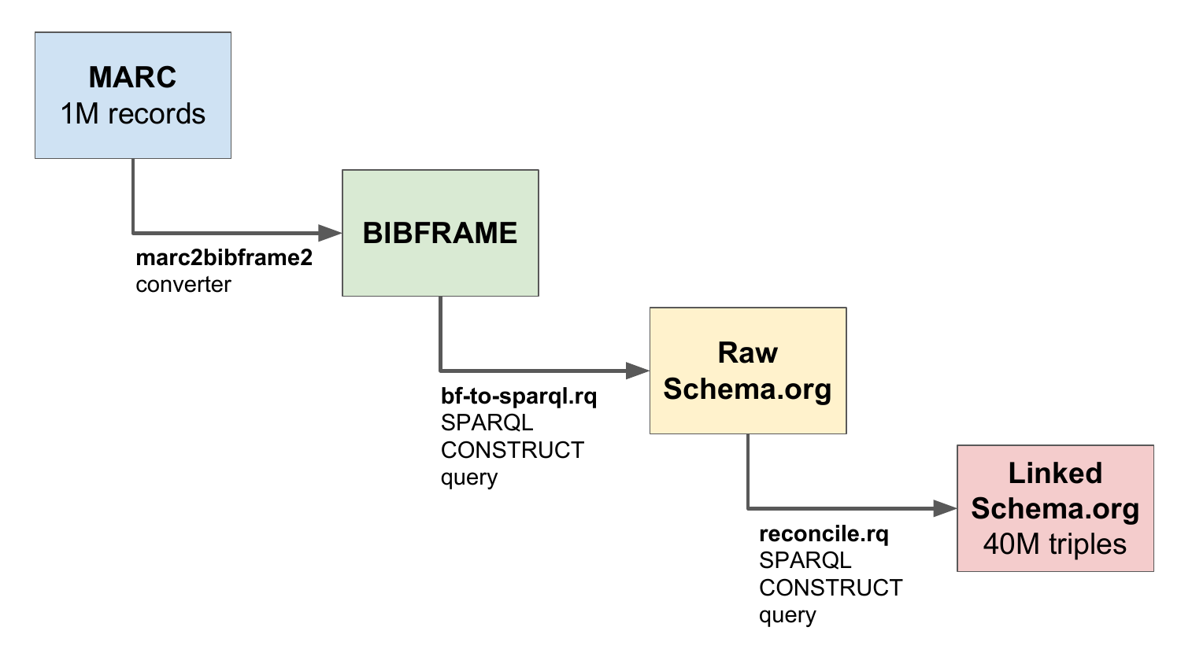**MARC**
1M records

**marc2bibframe2** converter

**BIBFRAME**

**bf-to-sparql.rq** SPARQL CONSTRUCT query

**Raw Schema.org**

**reconcile.rq** SPARQL CONSTRUCT query

**Linked Schema.org**
40M triples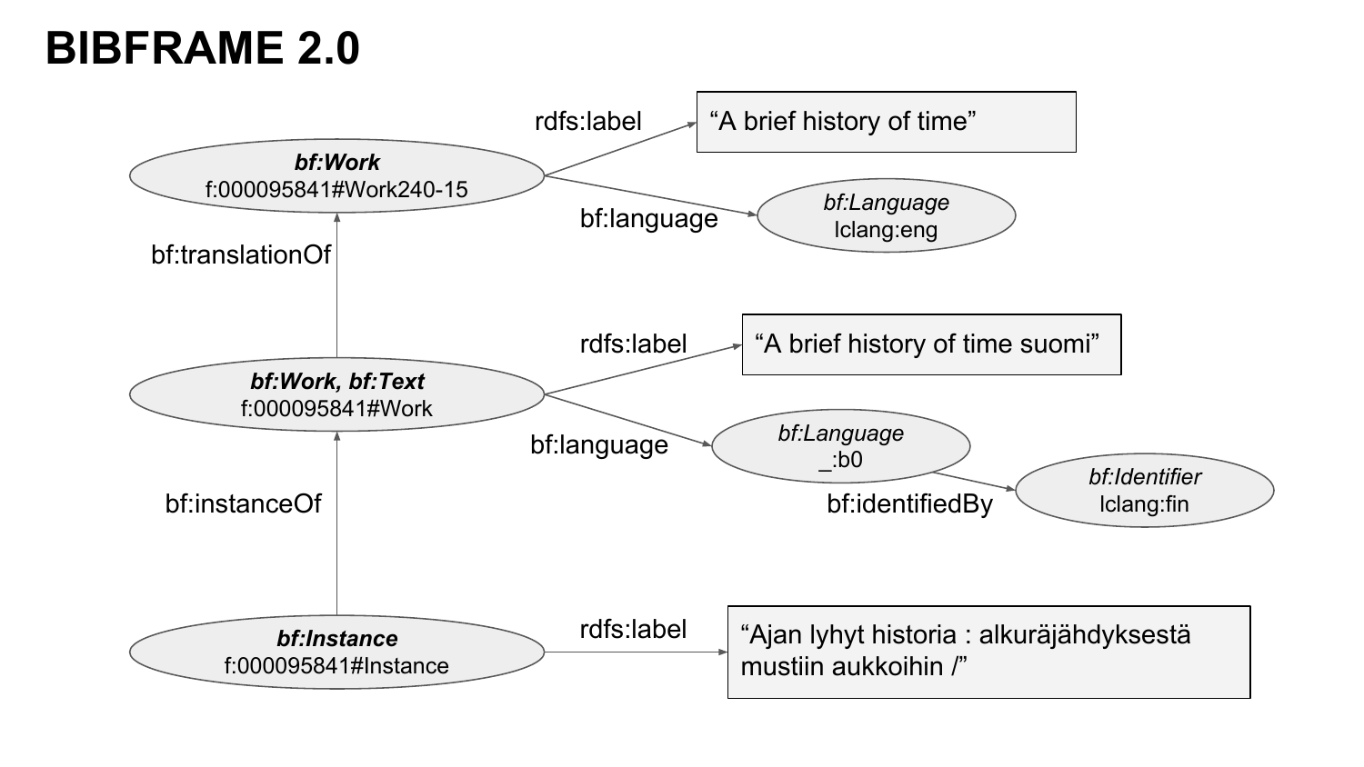# BIBFRAME 2.0

*bf:Work*
f:000095841#Work240-15

- rdfs:label → "A brief history of time"
- bf:language → *bf:Language* lclang:eng

bf:translationOf ↑

***bf:Work, bf:Text***
f:000095841#Work

- rdfs:label → "A brief history of time suomi"
- bf:language → *bf:Language* _:b0
  - bf:identifiedBy → *bf:Identifier* lclang:fin

bf:instanceOf ↑

***bf:Instance***
f:000095841#Instance

- rdfs:label → "Ajan lyhyt historia : alkuräjähdyksestä mustiin aukkoihin /"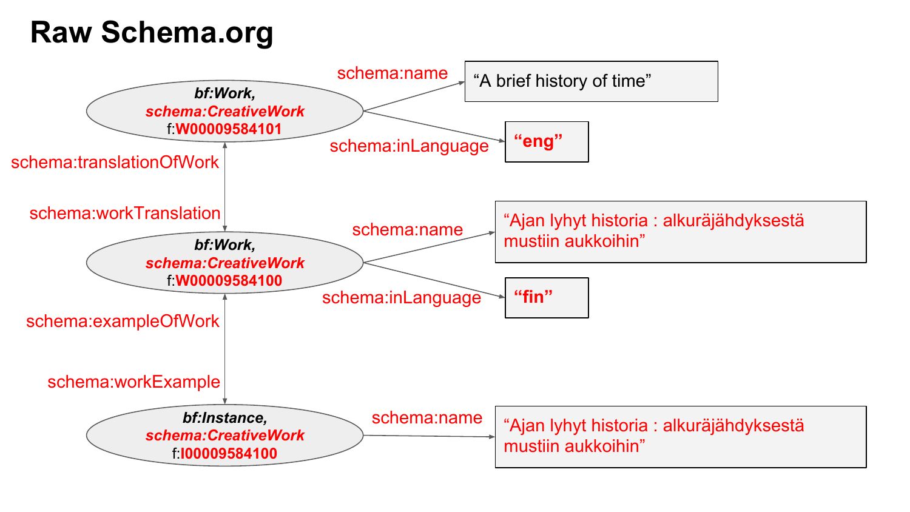# Raw Schema.org

***bf:Work,*** ***schema:CreativeWork*** f:**W00009584101**

- schema:name → "A brief history of time"
- schema:inLanguage → **"eng"**

schema:translationOfWork / schema:workTranslation

***bf:Work,*** ***schema:CreativeWork*** f:**W00009584100**

- schema:name → "Ajan lyhyt historia : alkuräjähdyksestä mustiin aukkoihin"
- schema:inLanguage → **"fin"**

schema:exampleOfWork / schema:workExample

***bf:Instance,*** ***schema:CreativeWork*** f:**I00009584100**

- schema:name → "Ajan lyhyt historia : alkuräjähdyksestä mustiin aukkoihin"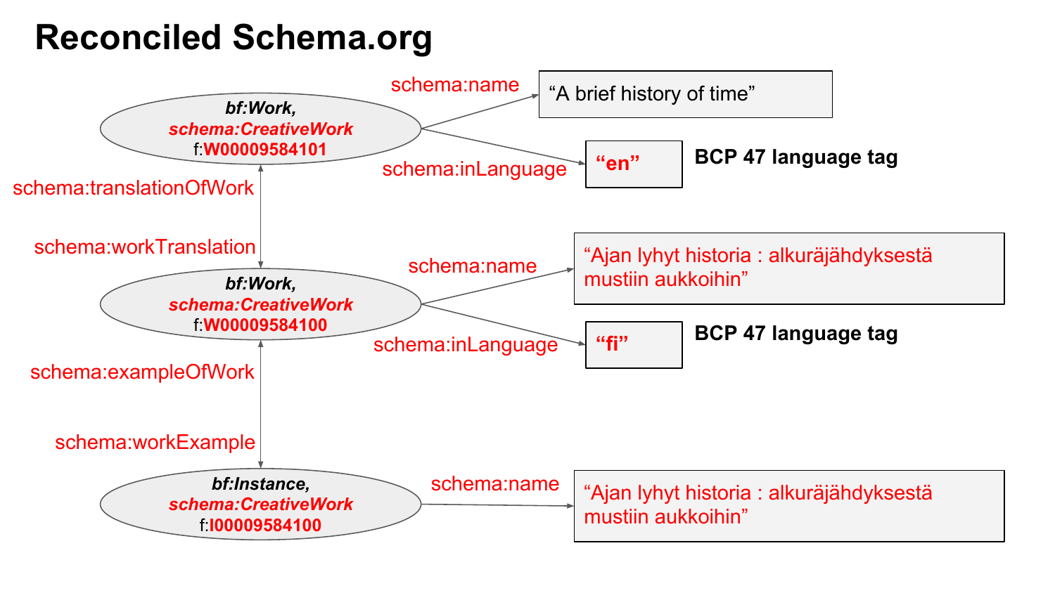# Reconciled Schema.org

*bf:Work,*
***schema:CreativeWork***
f:**W00009584101**

- schema:name → "A brief history of time"
- schema:inLanguage → **"en"** — **BCP 47 language tag**

schema:translationOfWork / schema:workTranslation

*bf:Work,*
***schema:CreativeWork***
f:**W00009584100**

- schema:name → "Ajan lyhyt historia : alkuräjähdyksestä mustiin aukkoihin"
- schema:inLanguage → **"fi"** — **BCP 47 language tag**

schema:exampleOfWork / schema:workExample

*bf:Instance,*
***schema:CreativeWork***
f:**I00009584100**

- schema:name → "Ajan lyhyt historia : alkuräjähdyksestä mustiin aukkoihin"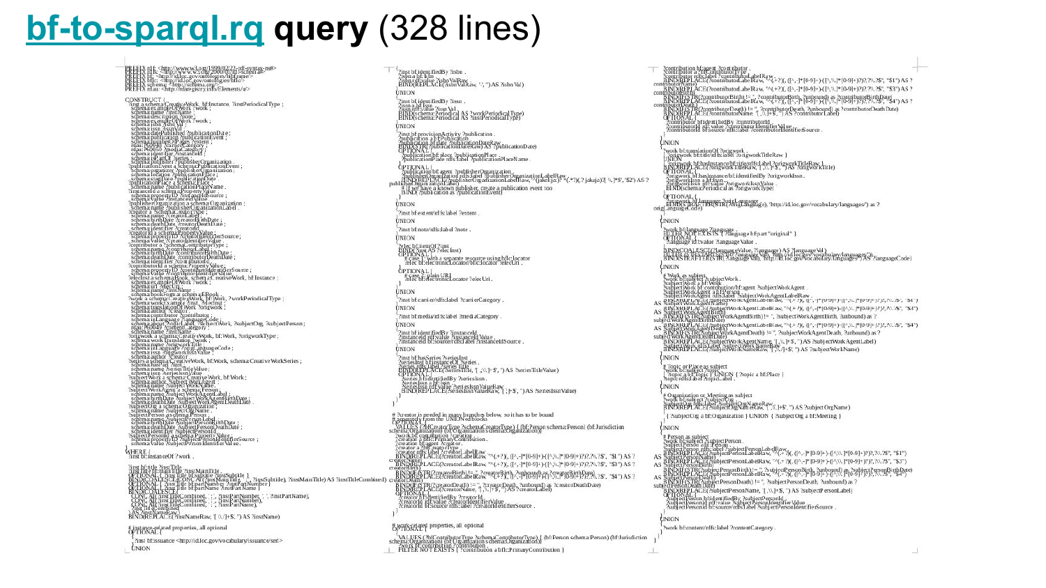# bf-to-sparql.rq query (328 lines)

```
PREFIX rdf: <http://www.w3.org/1999/02/22-rdf-syntax-ns#>
PREFIX rdfs: <http://www.w3.org/2000/01/rdf-schema#>
PREFIX bf: <http://id.loc.gov/ontologies/bibframe/>
PREFIX bflc: <http://id.loc.gov/ontologies/bflc/>
PREFIX schema: <http://schema.org/>
PREFIX rdau: <http://rdaregistry.info/Elements/u/>

CONSTRUCT {
  ?inst a schema:CreativeWork, bf:Instance, ?instPeriodicalType ;
    schema:exampleOfWork ?work ;
    schema:name ?instName ;
    schema:description ?note ;
    schema:exampleOfWork ?work ;
    schema:isbn ?isbnVal ;
    schema:issn ?issnVal ;
    schema:datePublished ?publicationDate ;
    schema:publication ?publicationEvent ;
    schema:numberOfPages ?extent ;
    rdau:P60049 ?carrierCategory ;
    rdau:P60050 ?mediaCategory ;
    schema:identifier ?instanceId ;
    schema:isPartOf ?series ;
    schema:publisher ?publisherOrganization .
  ?publicationEvent a schema:PublicationEvent ;
    schema:organizer ?publisherOrganization ;
    schema:location ?publicationPlace ;
    schema:startDate ?publicationDate .
  ?publicationPlace a schema:Place ;
    schema:name ?publicationPlaceName .
  ?instanceId a schema:PropertyValue ;
    schema:propertyID ?instanceIdSource ;
    schema:value ?instanceIdValue .
  ?publisherOrganization a schema:Organization ;
    schema:name ?publisherOrganizationLabel .
  ?creator a ?schemaCreatorType ;
    schema:name ?creatorLabel ;
    schema:birthDate ?creatorBirthDate ;
    schema:deathDate ?creatorDeathDate ;
    schema:identifier ?creatorId .
  ?creatorId a schema:PropertyValue ;
    schema:propertyID ?creatorIdentifierSource ;
    schema:value ?creatorIdentifierValue .
  ?contributor a ?schemaContributorType ;
    schema:name ?contributorLabel ;
    schema:birthDate ?contributorBirthDate ;
    schema:deathDate ?contributorDeathDate ;
    schema:identifier ?contributorId .
  ?contributorId a schema:PropertyValue ;
    schema:propertyID ?contributorIdentifierSource ;
    schema:value ?contributorIdentifierValue .
  ?electInst a schema:Book, schema:CreativeWork, bf:Instance ;
    schema:exampleOfWork ?work ;
    schema:url ?elecUri ;
    schema:name ?instName ;
    schema:bookFormat schema:EBook .
  ?work a schema:CreativeWork, bf:Work, ?workPeriodicalType ;
    schema:workExample ?inst, ?electInst ;
    schema:translationOfWork ?origWork ;
    schema:author ?creator ;
    schema:contributor ?contributor ;
    schema:inLanguage ?languageCode ;
    schema:about ?topicLabel, ?subjectWork, ?subjectOrg, ?subjectPerson ;
    rdau:P60049 ?contentCategory ;
    schema:name ?instName .
  ?origWork a schema:CreativeWork, bf:Work, ?origWorkType ;
    schema:workTranslation ?work ;
    schema:name ?origWorkTitle ;
    schema:inLanguage ?origLanguageCode ;
    schema:issn ?origWorkIssnValue ;
    schema:author ?creator .
  ?series a schema:CreativeWork, bf:Work, schema:CreativeWorkSeries ;
    schema:hasPart ?inst ;
    schema:name ?seriesTitleValue ;
    schema:issn ?seriesIssnValue .
  ?subjectWork a schema:CreativeWork, bf:Work ;
    schema:author ?subjectWorkAgent ;
    schema:name ?subjectWorkName .
  ?subjectWorkAgent a schema:Person ;
    schema:name ?subjectWorkAgentLabel ;
    schema:birthDate ?subjectWorkAgentBirthDate ;
    schema:deathDate ?subjectWorkAgentDeathDate .
  ?subjectOrg a schema:Organization ;
    schema:name ?subjectOrgName .
  ?subjectPerson a schema:Person ;
    schema:name ?subjectPersonLabel ;
    schema:birthDate ?subjectPersonBirthDate ;
    schema:deathDate ?subjectPersonDeathDate ;
    schema:identifier ?subjectPersonId .
  ?subjectPersonId a schema:PropertyValue ;
    schema:propertyID ?subjectPersonIdentifierSource ;
    schema:value ?subjectPersonIdentifierValue .
}
WHERE {
  ?inst bf:instanceOf ?work .

  ?inst bf:title ?instTitle .
  ?instTitle bf:mainTitle ?instMainTitle .
  OPTIONAL { ?instTitle bf:subtitle ?instSubtitle }
  BIND(COALESCE(CONCAT(?instMainTitle, " : ", ?instSubtitle), ?instMainTitle) AS ?instTitleCombined)
  OPTIONAL { ?instTitle bf:partNumber ?instPartNumber }
  OPTIONAL { ?instTitle bf:partName ?instPartName }
  BIND(COALESCE(
    CONCAT(?instTitleCombined, ". ", ?instPartNumber, ". ", ?instPartName),
    CONCAT(?instTitleCombined, ". ", ?instPartNumber),
    CONCAT(?instTitleCombined, ". ", ?instPartName),
    ?instTitleCombined
  ) AS ?instNameRaw)
  BIND(REPLACE(?instNameRaw, "[ \\./]+$", "") AS ?instName)

  # instance-related properties, all optional
  OPTIONAL {
    {
      ?inst bf:issuance <http://id.loc.gov/vocabulary/issuance/seri> .
    }
    UNION
    {
      ?inst bf:identifiedBy ?isbn .
      ?isbn a bf:Isbn .
      ?isbn rdf:value ?isbnValRaw .
      BIND(REPLACE(?isbnValRaw, '-', '') AS ?isbnVal)
    }
    UNION
    {
      ?inst bf:identifiedBy ?issn .
      ?issn a bf:Issn .
      ?issn rdf:value ?issnVal .
      BIND(schema:Periodical AS ?workPeriodicalType)
      BIND(schema:Periodical AS ?instPeriodicalType)
    }
    UNION
    {
      ?inst bf:provisionActivity ?publication .
      ?publication a bf:Publication .
      ?publication bf:date ?publicationDateRaw .
      BIND(STR(?publicationDateRaw) AS ?publicationDate)
      OPTIONAL {
        ?publication bf:place ?publicationPlace .
        ?publicationPlace rdfs:label ?publicationPlaceName .
      }
      OPTIONAL {
        ?publication bf:agent ?publisherOrganization .
        ?publisherOrganization rdfs:label ?publisherOrganizationLabelRaw .
        BIND(REPLACE(?publisherOrganizationLabelRaw, "^(kustann\\s*)?(.*?)(,? (\\:|jakaja))?[ \\.]*$", '$2') AS ?publisherOrganizationLabel)
        # if we have a known publisher, create a publication event too
        BIND(?publication AS ?publicationEvent)
      }
    }
    UNION
    { ?inst bf:extent/rdfs:label ?extent . }
    UNION
    { ?inst bf:note/rdfs:label ?note . }
    UNION
    {
      ?elec bf:itemOf ?inst .
      BIND(?inst AS ?electInst)
      OPTIONAL {
        # case 1: with a separate resource using bflc:locator
        ?elec bf:electronicLocator/bflc:locator ?elecUri .
      }
      OPTIONAL {
        # case 2: plain URI
        ?elec bf:electronicLocator ?elecUri .
      }
    }
    UNION
    { ?inst bf:carrier/rdfs:label ?carrierCategory . }
    UNION
    { ?inst bf:media/rdfs:label ?mediaCategory . }
    UNION
    {
      ?inst bf:identifiedBy ?instanceId .
      ?instanceId rdf:value ?instanceIdValue .
      ?instanceId bf:source/rdfs:label ?instanceIdSource .
    }
    UNION
    {
      ?inst bf:hasSeries ?seriesInst .
      ?seriesInst bf:instanceOf ?series .
      ?series rdfs:label ?seriesTitle .
      BIND(REPLACE(?seriesTitle, '[ ;\\.]+$', '') AS ?seriesTitleValue)
      OPTIONAL {
        ?series bf:identifiedBy ?seriesIssn .
        ?seriesIssn a bf:Issn .
        ?seriesIssn rdf:value ?seriesIssnValueRaw .
        BIND(REPLACE(?seriesIssnValueRaw, '[ ;]+$', '') AS ?seriesIssnValue)
      }
    }
  }

  # creator is needed in many branches below, so it has to be bound
  # separately from the UNION-ed blocks
  OPTIONAL {
    VALUES (?bfCreatorType ?schemaCreatorType) { (bf:Person schema:Person) (bf:Jurisdiction schema:Organization) (bf:Organization schema:Organization)}
    ?work bf:contribution ?creation .
    ?creation a bflc:PrimaryContribution .
    ?creation bf:agent ?creator .
    ?creator a ?bfCreatorType .
    ?creator rdfs:label ?creatorLabelRaw .
    BIND(REPLACE(?creatorLabelRaw, "^(.*?),? (([^,-]*[0-9]+)-([^\\.,]*[0-9]+)?)?,?\\.?$", "$1") AS ?creatorName)
    BIND(REPLACE(?creatorLabelRaw, "^(.*?),? (([^,-]*[0-9]+)-([^\\.,]*[0-9]+)?)?,?\\.?$", "$3") AS ?creatorBirth)
    BIND(IF(STR(?creatorBirth) != "", ?creatorBirth, ?unbound) as ?creatorBirthDate)
    BIND(REPLACE(?creatorLabelRaw, "^(.*?),? (([^,-]*[0-9]+)-([^\\.,]*[0-9]+)?)?,?\\.?$", "$4") AS ?creatorDeath)
    BIND(IF(STR(?creatorDeath) != "", ?creatorDeath, ?unbound) as ?creatorDeathDate)
    BIND(REPLACE(?creatorName, '[ \\.]+$', '') AS ?creatorLabel)
    OPTIONAL {
      ?creator bf:identifiedBy ?creatorId .
      ?creatorId rdf:value ?creatorIdentifierValue .
      ?creatorId bf:source/rdfs:label ?creatorIdentifierSource .
    }
  }

  # work-related properties, all optional
  OPTIONAL {
    {
      VALUES (?bfContributorType ?schemaContributorType) { (bf:Person schema:Person) (bf:Jurisdiction schema:Organization) (bf:Organization schema:Organization) }
      ?work bf:contribution ?contribution .
      FILTER NOT EXISTS { ?contribution a bflc:PrimaryContribution }
      ?contribution bf:agent ?contributor .
      ?contributor a ?bfContributorType .
      ?contributor rdfs:label ?contributorLabelRaw .
      BIND(REPLACE(?contributorLabelRaw, "^(.*?),? (([^,-]*[0-9]+)-([^\\.,]*[0-9]+)?)?,?\\.?$", "$1") AS ?contributorName)
      BIND(REPLACE(?contributorLabelRaw, "^(.*?),? (([^,-]*[0-9]+)-([^\\.,]*[0-9]+)?)?,?\\.?$", "$3") AS ?contributorBirth)
      BIND(IF(STR(?contributorBirth) != "", ?contributorBirth, ?unbound) as ?contributorBirthDate)
      BIND(REPLACE(?contributorLabelRaw, "^(.*?),? (([^,-]*[0-9]+)-([^\\.,]*[0-9]+)?)?,?\\.?$", "$4") AS ?contributorDeath)
      BIND(IF(STR(?contributorDeath) != "", ?contributorDeath, ?unbound) as ?contributorDeathDate)
      BIND(REPLACE(?contributorName, '[ \\.]+$', '') AS ?contributorLabel)
      OPTIONAL {
        ?contributor bf:identifiedBy ?contributorId .
        ?contributorId rdf:value ?contributorIdentifierValue .
        ?contributorId bf:source/rdfs:label ?contributorIdentifierSource .
      }
    }
    UNION
    {
      ?work bf:translationOf ?origWork .
      { ?origWork bf:title/rdfs:label ?origWorkTitleRaw }
      UNION
      { ?origWork bf:hasInstance/bf:title/rdfs:label ?origWorkTitleRaw }
      BIND(REPLACE(?origWorkTitleRaw, '[ \\.]+$', '') AS ?origWorkTitle)
      OPTIONAL {
        ?origWork bf:hasInstance/bf:identifiedBy ?origWorkIssn .
        ?origWorkIssn a bf:Issn .
        ?origWorkIssn rdf:value ?origWorkIssnValue .
        BIND(schema:Periodical as ?origWorkType)
      }
      OPTIONAL {
        ?origWork bf:language ?origLanguage .
        BIND(STRAFTER(STR(?origLanguage), "http://id.loc.gov/vocabulary/languages/") as ?origLanguageCode)
      }
    }
    UNION
    {
      ?work bf:language ?language .
      FILTER NOT EXISTS { ?language bf:part "original" }
      OPTIONAL {
        ?language rdf:value ?languageValue .
      }
      BIND(COALESCE(?languageValue, ?language) AS ?languageVal)
      FILTER(STRSTARTS(STR(?languageVal), "http://id.loc.gov/vocabulary/languages/"))
      BIND(STRAFTER(STR(?languageVal), "http://id.loc.gov/vocabulary/languages/") AS ?languageCode)
    }
    UNION
    {
      # Work as subject
      ?work bf:subject ?subjectWork .
      ?subjectWork a bf:Work .
      ?subjectWork bf:contribution/bf:agent ?subjectWorkAgent .
      ?subjectWorkAgent a bf:Person .
      ?subjectWorkAgent rdfs:label ?subjectWorkAgentLabelRaw .
      BIND(REPLACE(?subjectWorkAgentLabelRaw, "^(.*?),? (([^,-]*[0-9]+)-([^\\.,]*[0-9]+)?)?,?\\.?$", "$1") AS ?subjectWorkAgentName)
      BIND(REPLACE(?subjectWorkAgentLabelRaw, "^(.*?),? (([^,-]*[0-9]+)-([^\\.,]*[0-9]+)?)?,?\\.?$", "$3") AS ?subjectWorkAgentBirth)
      BIND(IF(STR(?subjectWorkAgentBirth) != "", ?subjectWorkAgentBirth, ?unbound) as ?subjectWorkAgentBirthDate)
      BIND(REPLACE(?subjectWorkAgentLabelRaw, "^(.*?),? (([^,-]*[0-9]+)-([^\\.,]*[0-9]+)?)?,?\\.?$", "$4") AS ?subjectWorkAgentDeath)
      BIND(IF(STR(?subjectWorkAgentDeath) != "", ?subjectWorkAgentDeath, ?unbound) as ?subjectWorkAgentDeathDate)
      BIND(REPLACE(?subjectWorkAgentName, '[ \\.]+$', '') AS ?subjectWorkAgentLabel)
      ?subjectWork rdfs:label ?subjectWorkNameRaw .
      BIND(REPLACE(?subjectWorkNameRaw, '[ \\./]+$', '') AS ?subjectWorkName)
    }
    UNION
    {
      # Topic or Place as subject
      ?work bf:subject ?topic .
      { ?topic a bf:Topic } UNION { ?topic a bf:Place }
      ?topic rdfs:label ?topicLabel .
    }
    UNION
    {
      # Organization or Meeting as subject
      ?work bf:subject ?subjectOrg .
      ?subjectOrg rdfs:label ?subjectOrgNameRaw .
      BIND(REPLACE(?subjectOrgNameRaw, '[ \\.]+$', '') AS ?subjectOrgName)
      { ?subjectOrg a bf:Organization } UNION { ?subjectOrg a bf:Meeting }
    }
    UNION
    {
      # Person as subject
      ?work bf:subject ?subjectPerson .
      ?subjectPerson a bf:Person .
      ?subjectPerson rdfs:label ?subjectPersonLabelRaw .
      BIND(REPLACE(?subjectPersonLabelRaw, "^(.*?),? (([^,-]*[0-9]+)-([^\\.,]*[0-9]+)?)?,?\\.?$", "$1") AS ?subjectPersonName)
      BIND(REPLACE(?subjectPersonLabelRaw, "^(.*?),? (([^,-]*[0-9]+)-([^\\.,]*[0-9]+)?)?,?\\.?$", "$3") AS ?subjectPersonBirth)
      BIND(IF(STR(?subjectPersonBirth) != "", ?subjectPersonBirth, ?unbound) as ?subjectPersonBirthDate)
      BIND(REPLACE(?subjectPersonLabelRaw, "^(.*?),? (([^,-]*[0-9]+)-([^\\.,]*[0-9]+)?)?,?\\.?$", "$4") AS ?subjectPersonDeath)
      BIND(IF(STR(?subjectPersonDeath) != "", ?subjectPersonDeath, ?unbound) as ?subjectPersonDeathDate)
      BIND(REPLACE(?subjectPersonName, '[ \\.]+$', '') AS ?subjectPersonLabel)
      OPTIONAL {
        ?subjectPerson bf:identifiedBy ?subjectPersonId .
        ?subjectPersonId rdf:value ?subjectPersonIdentifierValue .
        ?subjectPersonId bf:source/rdfs:label ?subjectPersonIdentifierSource .
      }
    }
    UNION
    { ?work bf:content/rdfs:label ?contentCategory . }
  }
}
```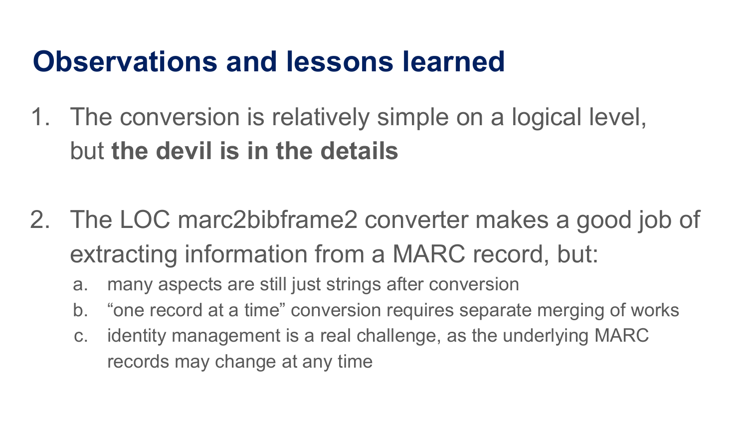# Observations and lessons learned

1. The conversion is relatively simple on a logical level, but **the devil is in the details**

2. The LOC marc2bibframe2 converter makes a good job of extracting information from a MARC record, but:
   a. many aspects are still just strings after conversion
   b. “one record at a time” conversion requires separate merging of works
   c. identity management is a real challenge, as the underlying MARC records may change at any time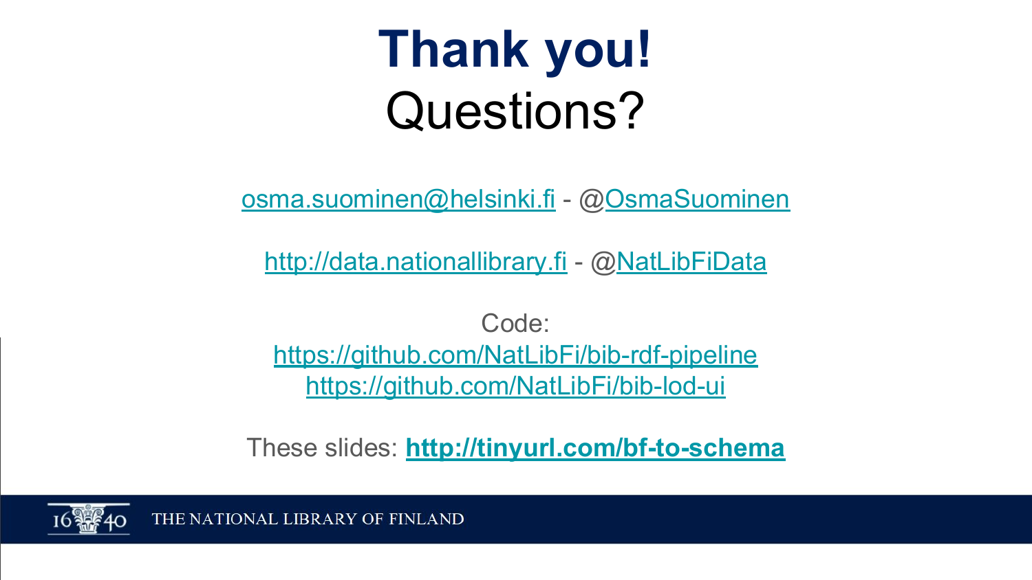# Thank you!

Questions?

osma.suominen@helsinki.fi - @OsmaSuominen

http://data.nationallibrary.fi - @NatLibFiData

Code:
https://github.com/NatLibFi/bib-rdf-pipeline
https://github.com/NatLibFi/bib-lod-ui

These slides: **http://tinyurl.com/bf-to-schema**

THE NATIONAL LIBRARY OF FINLAND